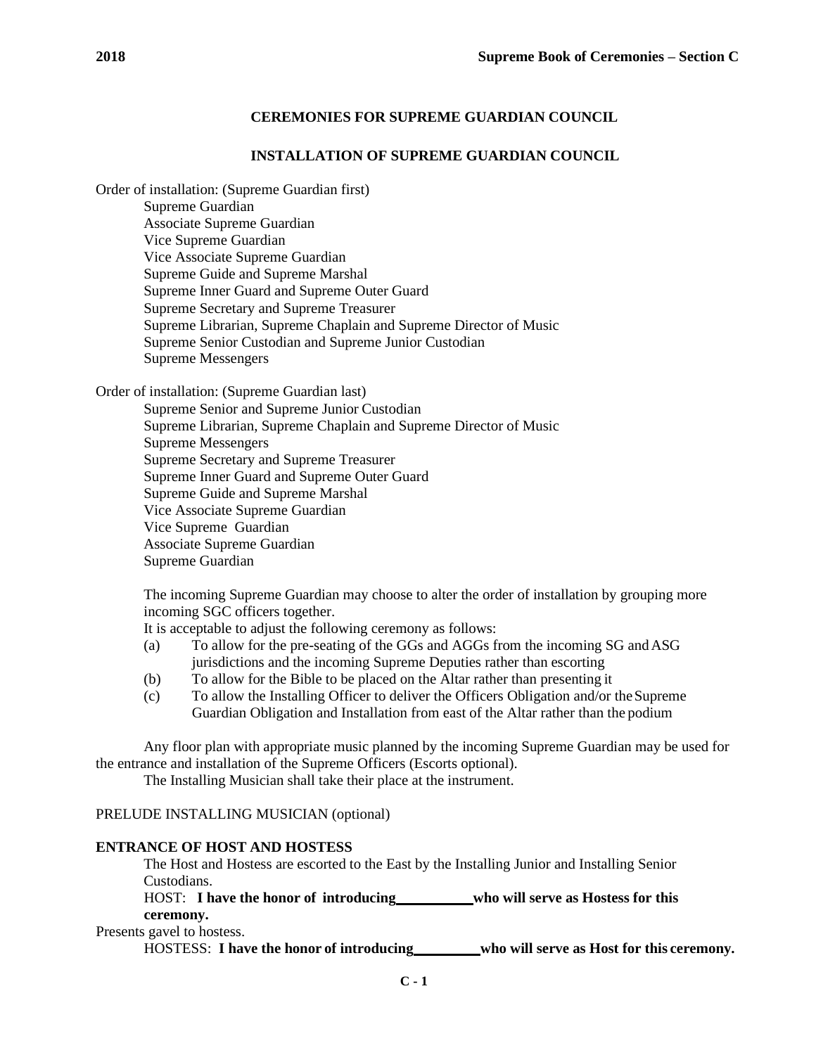## CEREMONIES FOR SUPREME GUARDIAN COUNCIL

## INSTALLATION OF SUPREME GUARDIAN COUNCIL

Order of installation: (Supreme Guardian first)

- Supreme Guardian
- Associate Supreme Guardian
- Vice Supreme Guardian
- Vice Associate Supreme Guardian
- Supreme Guide and Supreme Marshal
- Supreme Inner Guard and Supreme Outer Guard
- Supreme Secretary and Supreme Treasurer
- Supreme Librarian, Supreme Chaplain and Supreme Director of Music
- Supreme Senior Custodian and Supreme Junior Custodian
- Supreme Messengers

Order of installation: (Supreme Guardian last)

- Supreme Senior and Supreme Junior Custodian
- Supreme Librarian, Supreme Chaplain and Supreme Director of Music
- Supreme Messengers
- Supreme Secretary and Supreme Treasurer
- Supreme Inner Guard and Supreme Outer Guard
- Supreme Guide and Supreme Marshal
- Vice Associate Supreme Guardian
- Vice Supreme Guardian
- Associate Supreme Guardian
- Supreme Guardian

The incoming Supreme Guardian may choose to alter the order of installation by grouping more incoming SGC officers together.

It is acceptable to adjust the following ceremony as follows:

(a) To allow for the pre-seating of the GGs and AGGs from the incoming SG and ASG jurisdictions and the incoming Supreme Deputies rather than escorting

(b) To allow for the Bible to be placed on the Altar rather than presenting it

(c) To allow the Installing Officer to deliver the Officers Obligation and/or the Supreme Guardian Obligation and Installation from east of the Altar rather than the podium

Any floor plan with appropriate music planned by the incoming Supreme Guardian may be used for the entrance and installation of the Supreme Officers (Escorts optional).

The Installing Musician shall take their place at the instrument.

PRELUDE INSTALLING MUSICIAN (optional)

**ENTRANCE OF HOST AND HOSTESS**

The Host and Hostess are escorted to the East by the Installing Junior and Installing Senior Custodians.

HOST: **I have the honor of introducing__________ who will serve as Hostess for this ceremony.**

Presents gavel to hostess.

HOSTESS: **I have the honor of introducing_________ who will serve as Host for this ceremony.**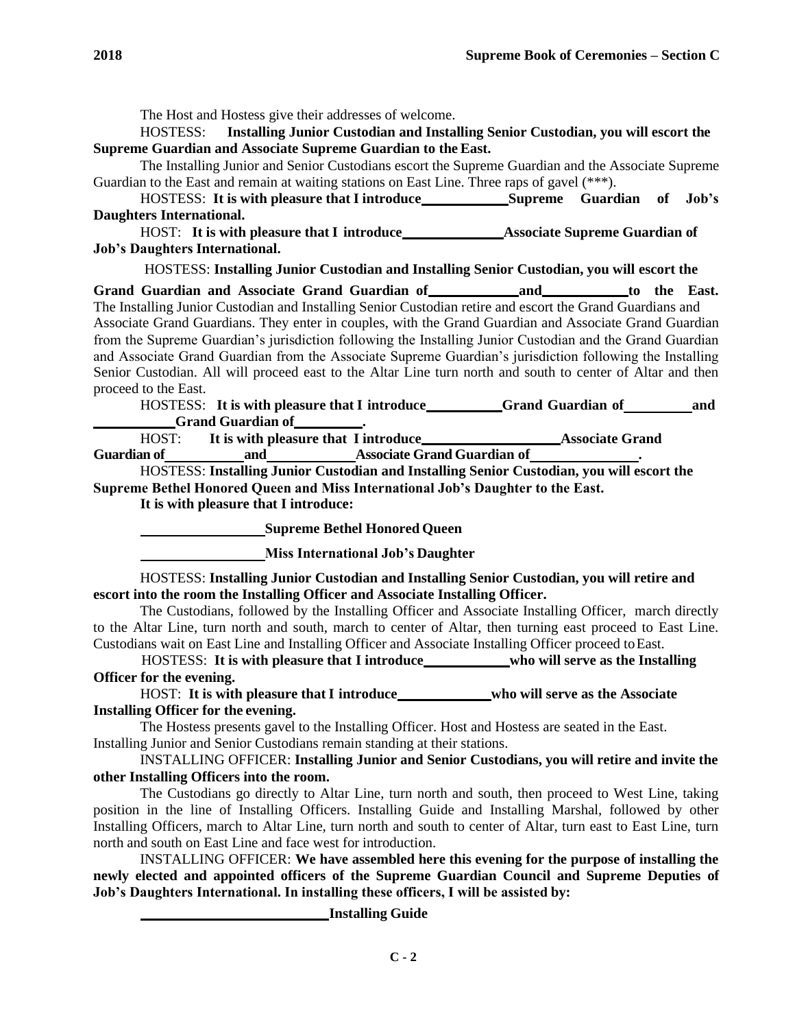The Host and Hostess give their addresses of welcome.

HOSTESS: **Installing Junior Custodian and Installing Senior Custodian, you will escort the Supreme Guardian and Associate Supreme Guardian to the East.**

The Installing Junior and Senior Custodians escort the Supreme Guardian and the Associate Supreme Guardian to the East and remain at waiting stations on East Line. Three raps of gavel (***).

HOSTESS: **It is with pleasure that I introduce\_\_\_\_\_\_\_\_\_\_\_\_ Supreme Guardian of Job's Daughters International.**

HOST: **It is with pleasure that I introduce\_\_\_\_\_\_\_\_\_\_\_\_\_\_ Associate Supreme Guardian of Job's Daughters International.**

HOSTESS: **Installing Junior Custodian and Installing Senior Custodian, you will escort the Grand Guardian and Associate Grand Guardian of\_\_\_\_\_\_\_\_\_\_\_\_ and\_\_\_\_\_\_\_\_\_\_\_\_ to the East.**

The Installing Junior Custodian and Installing Senior Custodian retire and escort the Grand Guardians and Associate Grand Guardians. They enter in couples, with the Grand Guardian and Associate Grand Guardian from the Supreme Guardian's jurisdiction following the Installing Junior Custodian and the Grand Guardian and Associate Grand Guardian from the Associate Supreme Guardian's jurisdiction following the Installing Senior Custodian. All will proceed east to the Altar Line turn north and south to center of Altar and then proceed to the East.

HOSTESS: **It is with pleasure that I introduce\_\_\_\_\_\_\_\_\_\_ Grand Guardian of\_\_\_\_\_\_\_\_\_\_ and \_\_\_\_\_\_\_\_\_\_\_ Grand Guardian of\_\_\_\_\_\_\_\_\_\_.**

HOST: **It is with pleasure that I introduce\_\_\_\_\_\_\_\_\_\_\_\_\_\_\_\_\_\_\_ Associate Grand Guardian of\_\_\_\_\_\_\_\_\_\_\_ and\_\_\_\_\_\_\_\_\_\_\_\_ Associate Grand Guardian of\_\_\_\_\_\_\_\_\_\_\_\_\_\_\_.**

HOSTESS: **Installing Junior Custodian and Installing Senior Custodian, you will escort the Supreme Bethel Honored Queen and Miss International Job's Daughter to the East.**

**It is with pleasure that I introduce:**

\_\_\_\_\_\_\_\_\_\_\_\_\_\_\_\_\_ **Supreme Bethel Honored Queen**

\_\_\_\_\_\_\_\_\_\_\_\_\_\_\_\_\_ **Miss International Job's Daughter**

HOSTESS: **Installing Junior Custodian and Installing Senior Custodian, you will retire and escort into the room the Installing Officer and Associate Installing Officer.**

The Custodians, followed by the Installing Officer and Associate Installing Officer, march directly to the Altar Line, turn north and south, march to center of Altar, then turning east proceed to East Line. Custodians wait on East Line and Installing Officer and Associate Installing Officer proceed to East.

HOSTESS: **It is with pleasure that I introduce\_\_\_\_\_\_\_\_\_\_\_\_ who will serve as the Installing Officer for the evening.**

HOST: **It is with pleasure that I introduce\_\_\_\_\_\_\_\_\_\_\_\_\_ who will serve as the Associate Installing Officer for the evening.**

The Hostess presents gavel to the Installing Officer. Host and Hostess are seated in the East. Installing Junior and Senior Custodians remain standing at their stations.

INSTALLING OFFICER: **Installing Junior and Senior Custodians, you will retire and invite the other Installing Officers into the room.**

The Custodians go directly to Altar Line, turn north and south, then proceed to West Line, taking position in the line of Installing Officers. Installing Guide and Installing Marshal, followed by other Installing Officers, march to Altar Line, turn north and south to center of Altar, turn east to East Line, turn north and south on East Line and face west for introduction.

INSTALLING OFFICER: **We have assembled here this evening for the purpose of installing the newly elected and appointed officers of the Supreme Guardian Council and Supreme Deputies of Job's Daughters International. In installing these officers, I will be assisted by:**

\_\_\_\_\_\_\_\_\_\_\_\_\_\_\_\_\_\_\_\_\_\_\_\_\_\_\_ **Installing Guide**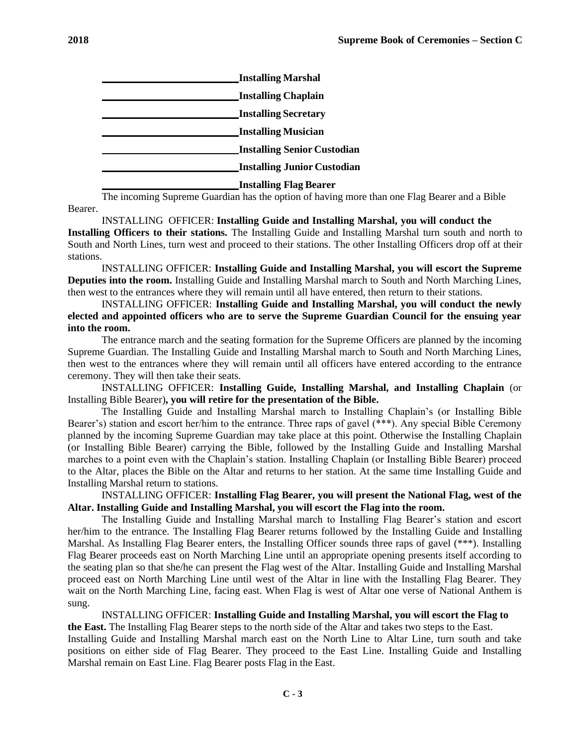\_\_\_\_\_\_\_\_\_\_\_\_\_\_\_\_\_\_\_\_\_\_\_\_\_\_**Installing Marshal**

\_\_\_\_\_\_\_\_\_\_\_\_\_\_\_\_\_\_\_\_\_\_\_\_\_\_**Installing Chaplain**

\_\_\_\_\_\_\_\_\_\_\_\_\_\_\_\_\_\_\_\_\_\_\_\_\_\_**Installing Secretary**

\_\_\_\_\_\_\_\_\_\_\_\_\_\_\_\_\_\_\_\_\_\_\_\_\_\_**Installing Musician**

\_\_\_\_\_\_\_\_\_\_\_\_\_\_\_\_\_\_\_\_\_\_\_\_\_\_**Installing Senior Custodian**

\_\_\_\_\_\_\_\_\_\_\_\_\_\_\_\_\_\_\_\_\_\_\_\_\_\_**Installing Junior Custodian**

\_\_\_\_\_\_\_\_\_\_\_\_\_\_\_\_\_\_\_\_\_\_\_\_\_\_**Installing Flag Bearer**

The incoming Supreme Guardian has the option of having more than one Flag Bearer and a Bible Bearer.

INSTALLING OFFICER: **Installing Guide and Installing Marshal, you will conduct the Installing Officers to their stations.** The Installing Guide and Installing Marshal turn south and north to South and North Lines, turn west and proceed to their stations. The other Installing Officers drop off at their stations.

INSTALLING OFFICER: **Installing Guide and Installing Marshal, you will escort the Supreme Deputies into the room.** Installing Guide and Installing Marshal march to South and North Marching Lines, then west to the entrances where they will remain until all have entered, then return to their stations.

INSTALLING OFFICER: **Installing Guide and Installing Marshal, you will conduct the newly elected and appointed officers who are to serve the Supreme Guardian Council for the ensuing year into the room.**

The entrance march and the seating formation for the Supreme Officers are planned by the incoming Supreme Guardian. The Installing Guide and Installing Marshal march to South and North Marching Lines, then west to the entrances where they will remain until all officers have entered according to the entrance ceremony. They will then take their seats.

INSTALLING OFFICER: **Installing Guide, Installing Marshal, and Installing Chaplain** (or Installing Bible Bearer)**, you will retire for the presentation of the Bible.**

The Installing Guide and Installing Marshal march to Installing Chaplain's (or Installing Bible Bearer's) station and escort her/him to the entrance. Three raps of gavel (***). Any special Bible Ceremony planned by the incoming Supreme Guardian may take place at this point. Otherwise the Installing Chaplain (or Installing Bible Bearer) carrying the Bible, followed by the Installing Guide and Installing Marshal marches to a point even with the Chaplain's station. Installing Chaplain (or Installing Bible Bearer) proceed to the Altar, places the Bible on the Altar and returns to her station. At the same time Installing Guide and Installing Marshal return to stations.

INSTALLING OFFICER: **Installing Flag Bearer, you will present the National Flag, west of the Altar. Installing Guide and Installing Marshal, you will escort the Flag into the room.**

The Installing Guide and Installing Marshal march to Installing Flag Bearer's station and escort her/him to the entrance. The Installing Flag Bearer returns followed by the Installing Guide and Installing Marshal. As Installing Flag Bearer enters, the Installing Officer sounds three raps of gavel (***). Installing Flag Bearer proceeds east on North Marching Line until an appropriate opening presents itself according to the seating plan so that she/he can present the Flag west of the Altar. Installing Guide and Installing Marshal proceed east on North Marching Line until west of the Altar in line with the Installing Flag Bearer. They wait on the North Marching Line, facing east. When Flag is west of Altar one verse of National Anthem is sung.

INSTALLING OFFICER: **Installing Guide and Installing Marshal, you will escort the Flag to the East.** The Installing Flag Bearer steps to the north side of the Altar and takes two steps to the East. Installing Guide and Installing Marshal march east on the North Line to Altar Line, turn south and take positions on either side of Flag Bearer. They proceed to the East Line. Installing Guide and Installing Marshal remain on East Line. Flag Bearer posts Flag in the East.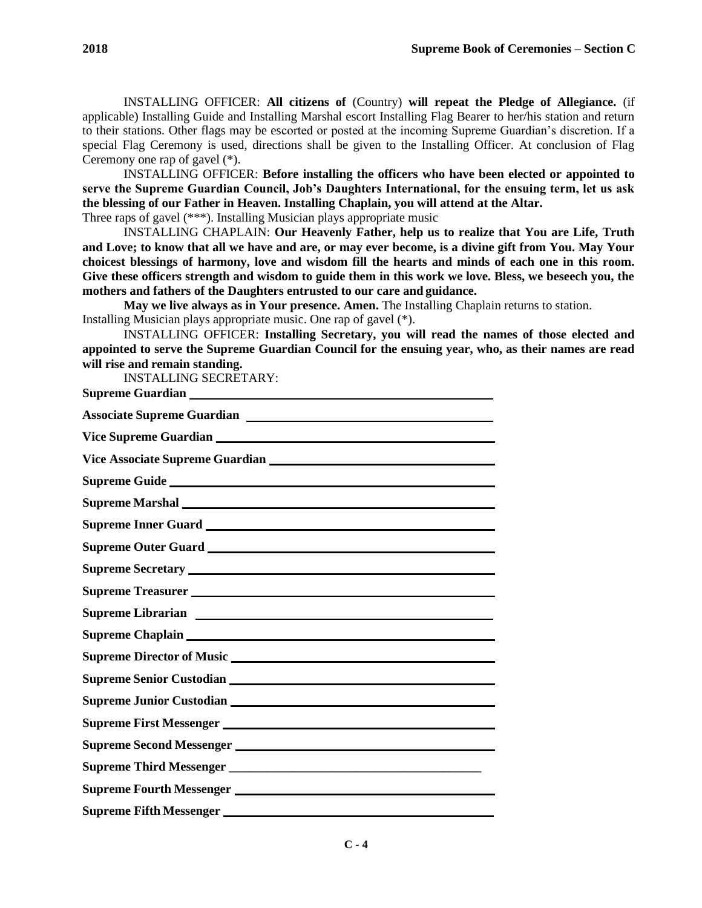INSTALLING OFFICER: **All citizens of** (Country) **will repeat the Pledge of Allegiance.** (if applicable) Installing Guide and Installing Marshal escort Installing Flag Bearer to her/his station and return to their stations. Other flags may be escorted or posted at the incoming Supreme Guardian's discretion. If a special Flag Ceremony is used, directions shall be given to the Installing Officer. At conclusion of Flag Ceremony one rap of gavel (*).

INSTALLING OFFICER: **Before installing the officers who have been elected or appointed to serve the Supreme Guardian Council, Job's Daughters International, for the ensuing term, let us ask the blessing of our Father in Heaven. Installing Chaplain, you will attend at the Altar.**

Three raps of gavel (***). Installing Musician plays appropriate music

INSTALLING CHAPLAIN: **Our Heavenly Father, help us to realize that You are Life, Truth and Love; to know that all we have and are, or may ever become, is a divine gift from You. May Your choicest blessings of harmony, love and wisdom fill the hearts and minds of each one in this room. Give these officers strength and wisdom to guide them in this work we love. Bless, we beseech you, the mothers and fathers of the Daughters entrusted to our care and guidance.**

**May we live always as in Your presence. Amen.** The Installing Chaplain returns to station.

Installing Musician plays appropriate music. One rap of gavel (*).

INSTALLING OFFICER: **Installing Secretary, you will read the names of those elected and appointed to serve the Supreme Guardian Council for the ensuing year, who, as their names are read will rise and remain standing.**

INSTALLING SECRETARY:

**Supreme Guardian** ____________________

**Associate Supreme Guardian** ____________________

**Vice Supreme Guardian** ____________________

**Vice Associate Supreme Guardian** ____________________

**Supreme Guide** ____________________

**Supreme Marshal** ____________________

**Supreme Inner Guard** ____________________

**Supreme Outer Guard** ____________________

**Supreme Secretary** ____________________

**Supreme Treasurer** ____________________

**Supreme Librarian** ____________________

**Supreme Chaplain** ____________________

**Supreme Director of Music** ____________________

**Supreme Senior Custodian** ____________________

**Supreme Junior Custodian** ____________________

**Supreme First Messenger** ____________________

**Supreme Second Messenger** ____________________

**Supreme Third Messenger** ____________________

**Supreme Fourth Messenger** ____________________

**Supreme Fifth Messenger** ____________________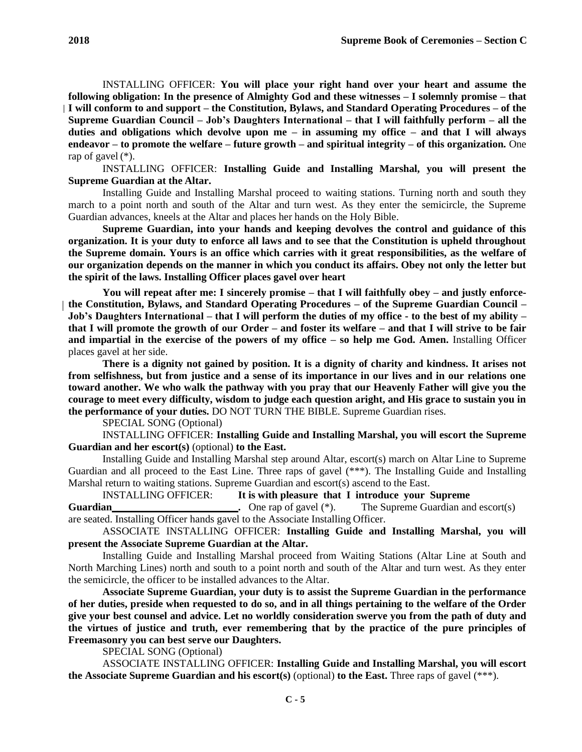INSTALLING OFFICER: **You will place your right hand over your heart and assume the following obligation: In the presence of Almighty God and these witnesses – I solemnly promise – that I will conform to and support – the Constitution, Bylaws, and Standard Operating Procedures – of the Supreme Guardian Council – Job's Daughters International – that I will faithfully perform – all the duties and obligations which devolve upon me – in assuming my office – and that I will always endeavor – to promote the welfare – future growth – and spiritual integrity – of this organization.** One rap of gavel (*).

INSTALLING OFFICER: **Installing Guide and Installing Marshal, you will present the Supreme Guardian at the Altar.**

Installing Guide and Installing Marshal proceed to waiting stations. Turning north and south they march to a point north and south of the Altar and turn west. As they enter the semicircle, the Supreme Guardian advances, kneels at the Altar and places her hands on the Holy Bible.

**Supreme Guardian, into your hands and keeping devolves the control and guidance of this organization. It is your duty to enforce all laws and to see that the Constitution is upheld throughout the Supreme domain. Yours is an office which carries with it great responsibilities, as the welfare of our organization depends on the manner in which you conduct its affairs. Obey not only the letter but the spirit of the laws. Installing Officer places gavel over heart**

**You will repeat after me: I sincerely promise – that I will faithfully obey – and justly enforce- the Constitution, Bylaws, and Standard Operating Procedures – of the Supreme Guardian Council – Job's Daughters International – that I will perform the duties of my office - to the best of my ability – that I will promote the growth of our Order – and foster its welfare – and that I will strive to be fair and impartial in the exercise of the powers of my office – so help me God. Amen.** Installing Officer places gavel at her side.

**There is a dignity not gained by position. It is a dignity of charity and kindness. It arises not from selfishness, but from justice and a sense of its importance in our lives and in our relations one toward another. We who walk the pathway with you pray that our Heavenly Father will give you the courage to meet every difficulty, wisdom to judge each question aright, and His grace to sustain you in the performance of your duties.** DO NOT TURN THE BIBLE. Supreme Guardian rises.

SPECIAL SONG (Optional)

INSTALLING OFFICER: **Installing Guide and Installing Marshal, you will escort the Supreme Guardian and her escort(s)** (optional) **to the East.**

Installing Guide and Installing Marshal step around Altar, escort(s) march on Altar Line to Supreme Guardian and all proceed to the East Line. Three raps of gavel (***). The Installing Guide and Installing Marshal return to waiting stations. Supreme Guardian and escort(s) ascend to the East.

INSTALLING OFFICER: **It is with pleasure that I introduce your Supreme Guardian________________________.** One rap of gavel (*). The Supreme Guardian and escort(s) are seated. Installing Officer hands gavel to the Associate Installing Officer.

ASSOCIATE INSTALLING OFFICER: **Installing Guide and Installing Marshal, you will present the Associate Supreme Guardian at the Altar.**

Installing Guide and Installing Marshal proceed from Waiting Stations (Altar Line at South and North Marching Lines) north and south to a point north and south of the Altar and turn west. As they enter the semicircle, the officer to be installed advances to the Altar.

**Associate Supreme Guardian, your duty is to assist the Supreme Guardian in the performance of her duties, preside when requested to do so, and in all things pertaining to the welfare of the Order give your best counsel and advice. Let no worldly consideration swerve you from the path of duty and the virtues of justice and truth, ever remembering that by the practice of the pure principles of Freemasonry you can best serve our Daughters.**

SPECIAL SONG (Optional)

ASSOCIATE INSTALLING OFFICER: **Installing Guide and Installing Marshal, you will escort the Associate Supreme Guardian and his escort(s)** (optional) **to the East.** Three raps of gavel (***).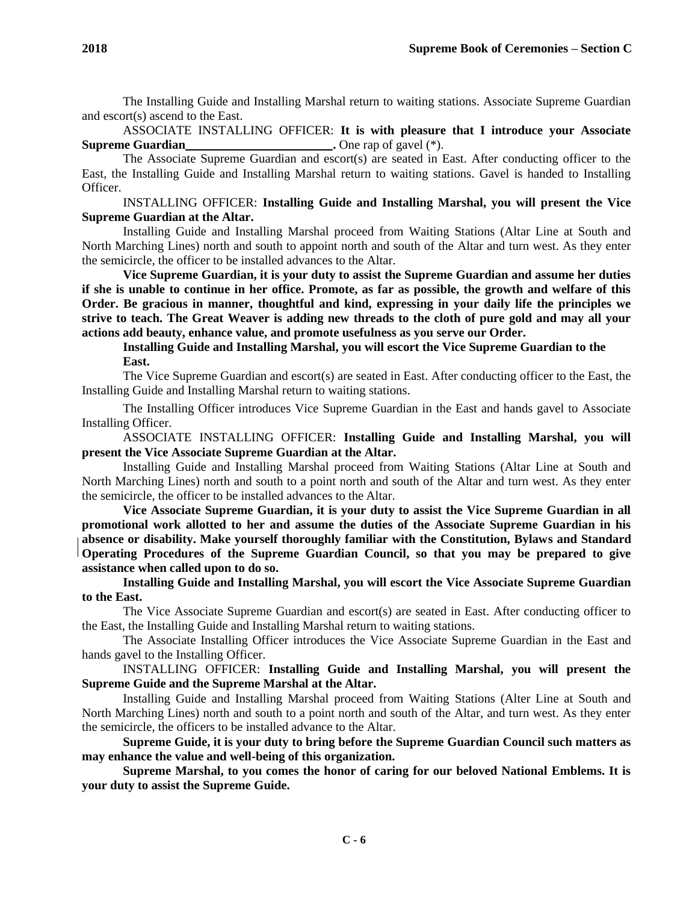The Installing Guide and Installing Marshal return to waiting stations. Associate Supreme Guardian and escort(s) ascend to the East.

ASSOCIATE INSTALLING OFFICER: **It is with pleasure that I introduce your Associate Supreme Guardian________________________.** One rap of gavel (*).

The Associate Supreme Guardian and escort(s) are seated in East. After conducting officer to the East, the Installing Guide and Installing Marshal return to waiting stations. Gavel is handed to Installing Officer.

INSTALLING OFFICER: **Installing Guide and Installing Marshal, you will present the Vice Supreme Guardian at the Altar.**

Installing Guide and Installing Marshal proceed from Waiting Stations (Altar Line at South and North Marching Lines) north and south to appoint north and south of the Altar and turn west. As they enter the semicircle, the officer to be installed advances to the Altar.

**Vice Supreme Guardian, it is your duty to assist the Supreme Guardian and assume her duties if she is unable to continue in her office. Promote, as far as possible, the growth and welfare of this Order. Be gracious in manner, thoughtful and kind, expressing in your daily life the principles we strive to teach. The Great Weaver is adding new threads to the cloth of pure gold and may all your actions add beauty, enhance value, and promote usefulness as you serve our Order.**

**Installing Guide and Installing Marshal, you will escort the Vice Supreme Guardian to the East.**

The Vice Supreme Guardian and escort(s) are seated in East. After conducting officer to the East, the Installing Guide and Installing Marshal return to waiting stations.

The Installing Officer introduces Vice Supreme Guardian in the East and hands gavel to Associate Installing Officer.

ASSOCIATE INSTALLING OFFICER: **Installing Guide and Installing Marshal, you will present the Vice Associate Supreme Guardian at the Altar.**

Installing Guide and Installing Marshal proceed from Waiting Stations (Altar Line at South and North Marching Lines) north and south to a point north and south of the Altar and turn west. As they enter the semicircle, the officer to be installed advances to the Altar.

**Vice Associate Supreme Guardian, it is your duty to assist the Vice Supreme Guardian in all promotional work allotted to her and assume the duties of the Associate Supreme Guardian in his absence or disability. Make yourself thoroughly familiar with the Constitution, Bylaws and Standard Operating Procedures of the Supreme Guardian Council, so that you may be prepared to give assistance when called upon to do so.**

**Installing Guide and Installing Marshal, you will escort the Vice Associate Supreme Guardian to the East.**

The Vice Associate Supreme Guardian and escort(s) are seated in East. After conducting officer to the East, the Installing Guide and Installing Marshal return to waiting stations.

The Associate Installing Officer introduces the Vice Associate Supreme Guardian in the East and hands gavel to the Installing Officer.

INSTALLING OFFICER: **Installing Guide and Installing Marshal, you will present the Supreme Guide and the Supreme Marshal at the Altar.**

Installing Guide and Installing Marshal proceed from Waiting Stations (Alter Line at South and North Marching Lines) north and south to a point north and south of the Altar, and turn west. As they enter the semicircle, the officers to be installed advance to the Altar.

**Supreme Guide, it is your duty to bring before the Supreme Guardian Council such matters as may enhance the value and well-being of this organization.**

**Supreme Marshal, to you comes the honor of caring for our beloved National Emblems. It is your duty to assist the Supreme Guide.**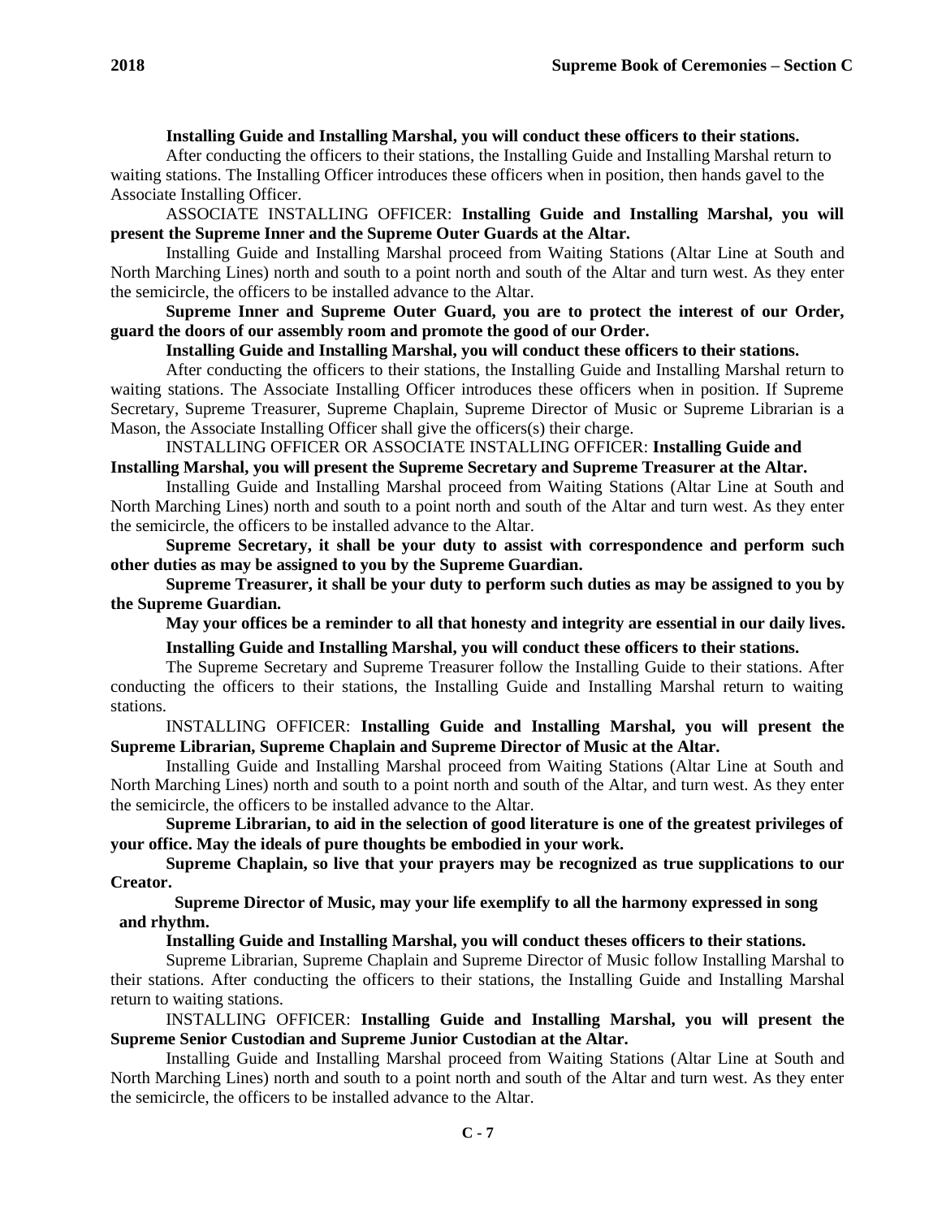**Installing Guide and Installing Marshal, you will conduct these officers to their stations.**

After conducting the officers to their stations, the Installing Guide and Installing Marshal return to waiting stations. The Installing Officer introduces these officers when in position, then hands gavel to the Associate Installing Officer.

ASSOCIATE INSTALLING OFFICER: **Installing Guide and Installing Marshal, you will present the Supreme Inner and the Supreme Outer Guards at the Altar.**

Installing Guide and Installing Marshal proceed from Waiting Stations (Altar Line at South and North Marching Lines) north and south to a point north and south of the Altar and turn west. As they enter the semicircle, the officers to be installed advance to the Altar.

**Supreme Inner and Supreme Outer Guard, you are to protect the interest of our Order, guard the doors of our assembly room and promote the good of our Order.**

**Installing Guide and Installing Marshal, you will conduct these officers to their stations.**

After conducting the officers to their stations, the Installing Guide and Installing Marshal return to waiting stations. The Associate Installing Officer introduces these officers when in position. If Supreme Secretary, Supreme Treasurer, Supreme Chaplain, Supreme Director of Music or Supreme Librarian is a Mason, the Associate Installing Officer shall give the officers(s) their charge.

INSTALLING OFFICER OR ASSOCIATE INSTALLING OFFICER: **Installing Guide and Installing Marshal, you will present the Supreme Secretary and Supreme Treasurer at the Altar.**

Installing Guide and Installing Marshal proceed from Waiting Stations (Altar Line at South and North Marching Lines) north and south to a point north and south of the Altar and turn west. As they enter the semicircle, the officers to be installed advance to the Altar.

**Supreme Secretary, it shall be your duty to assist with correspondence and perform such other duties as may be assigned to you by the Supreme Guardian.**

**Supreme Treasurer, it shall be your duty to perform such duties as may be assigned to you by the Supreme Guardian.**

**May your offices be a reminder to all that honesty and integrity are essential in our daily lives.**

**Installing Guide and Installing Marshal, you will conduct these officers to their stations.**

The Supreme Secretary and Supreme Treasurer follow the Installing Guide to their stations. After conducting the officers to their stations, the Installing Guide and Installing Marshal return to waiting stations.

INSTALLING OFFICER: **Installing Guide and Installing Marshal, you will present the Supreme Librarian, Supreme Chaplain and Supreme Director of Music at the Altar.**

Installing Guide and Installing Marshal proceed from Waiting Stations (Altar Line at South and North Marching Lines) north and south to a point north and south of the Altar, and turn west. As they enter the semicircle, the officers to be installed advance to the Altar.

**Supreme Librarian, to aid in the selection of good literature is one of the greatest privileges of your office. May the ideals of pure thoughts be embodied in your work.**

**Supreme Chaplain, so live that your prayers may be recognized as true supplications to our Creator.**

**Supreme Director of Music, may your life exemplify to all the harmony expressed in song and rhythm.**

**Installing Guide and Installing Marshal, you will conduct theses officers to their stations.**

Supreme Librarian, Supreme Chaplain and Supreme Director of Music follow Installing Marshal to their stations. After conducting the officers to their stations, the Installing Guide and Installing Marshal return to waiting stations.

INSTALLING OFFICER: **Installing Guide and Installing Marshal, you will present the Supreme Senior Custodian and Supreme Junior Custodian at the Altar.**

Installing Guide and Installing Marshal proceed from Waiting Stations (Altar Line at South and North Marching Lines) north and south to a point north and south of the Altar and turn west. As they enter the semicircle, the officers to be installed advance to the Altar.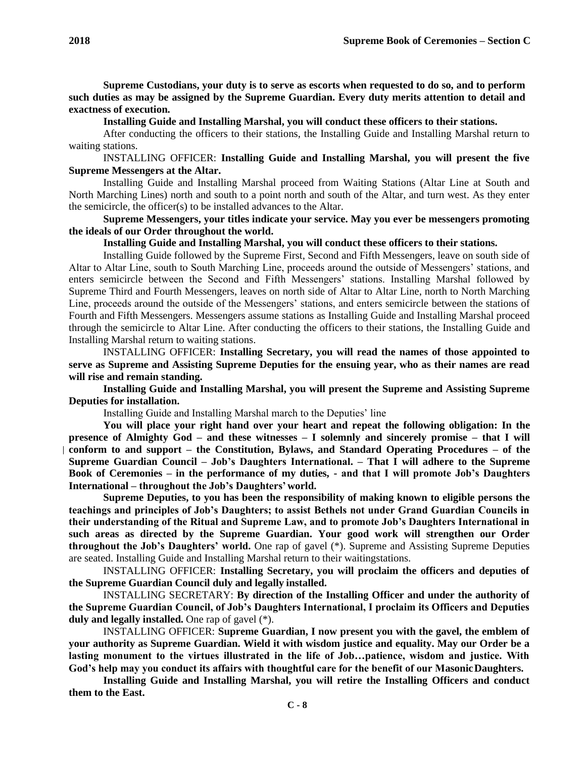**Supreme Custodians, your duty is to serve as escorts when requested to do so, and to perform such duties as may be assigned by the Supreme Guardian. Every duty merits attention to detail and exactness of execution.**

**Installing Guide and Installing Marshal, you will conduct these officers to their stations.**

After conducting the officers to their stations, the Installing Guide and Installing Marshal return to waiting stations.

INSTALLING OFFICER: **Installing Guide and Installing Marshal, you will present the five Supreme Messengers at the Altar.**

Installing Guide and Installing Marshal proceed from Waiting Stations (Altar Line at South and North Marching Lines) north and south to a point north and south of the Altar, and turn west. As they enter the semicircle, the officer(s) to be installed advances to the Altar.

**Supreme Messengers, your titles indicate your service. May you ever be messengers promoting the ideals of our Order throughout the world.**

**Installing Guide and Installing Marshal, you will conduct these officers to their stations.**

Installing Guide followed by the Supreme First, Second and Fifth Messengers, leave on south side of Altar to Altar Line, south to South Marching Line, proceeds around the outside of Messengers' stations, and enters semicircle between the Second and Fifth Messengers' stations. Installing Marshal followed by Supreme Third and Fourth Messengers, leaves on north side of Altar to Altar Line, north to North Marching Line, proceeds around the outside of the Messengers' stations, and enters semicircle between the stations of Fourth and Fifth Messengers. Messengers assume stations as Installing Guide and Installing Marshal proceed through the semicircle to Altar Line. After conducting the officers to their stations, the Installing Guide and Installing Marshal return to waiting stations.

INSTALLING OFFICER: **Installing Secretary, you will read the names of those appointed to serve as Supreme and Assisting Supreme Deputies for the ensuing year, who as their names are read will rise and remain standing.**

**Installing Guide and Installing Marshal, you will present the Supreme and Assisting Supreme Deputies for installation.**

Installing Guide and Installing Marshal march to the Deputies' line

**You will place your right hand over your heart and repeat the following obligation: In the presence of Almighty God – and these witnesses – I solemnly and sincerely promise – that I will conform to and support – the Constitution, Bylaws, and Standard Operating Procedures – of the Supreme Guardian Council – Job's Daughters International. – That I will adhere to the Supreme Book of Ceremonies – in the performance of my duties, - and that I will promote Job's Daughters International – throughout the Job's Daughters' world.**

**Supreme Deputies, to you has been the responsibility of making known to eligible persons the teachings and principles of Job's Daughters; to assist Bethels not under Grand Guardian Councils in their understanding of the Ritual and Supreme Law, and to promote Job's Daughters International in such areas as directed by the Supreme Guardian. Your good work will strengthen our Order throughout the Job's Daughters' world.** One rap of gavel (*). Supreme and Assisting Supreme Deputies are seated. Installing Guide and Installing Marshal return to their waitingstations.

INSTALLING OFFICER: **Installing Secretary, you will proclaim the officers and deputies of the Supreme Guardian Council duly and legally installed.**

INSTALLING SECRETARY: **By direction of the Installing Officer and under the authority of the Supreme Guardian Council, of Job's Daughters International, I proclaim its Officers and Deputies duly and legally installed.** One rap of gavel (*).

INSTALLING OFFICER: **Supreme Guardian, I now present you with the gavel, the emblem of your authority as Supreme Guardian. Wield it with wisdom justice and equality. May our Order be a lasting monument to the virtues illustrated in the life of Job…patience, wisdom and justice. With God's help may you conduct its affairs with thoughtful care for the benefit of our Masonic Daughters.**

**Installing Guide and Installing Marshal, you will retire the Installing Officers and conduct them to the East.**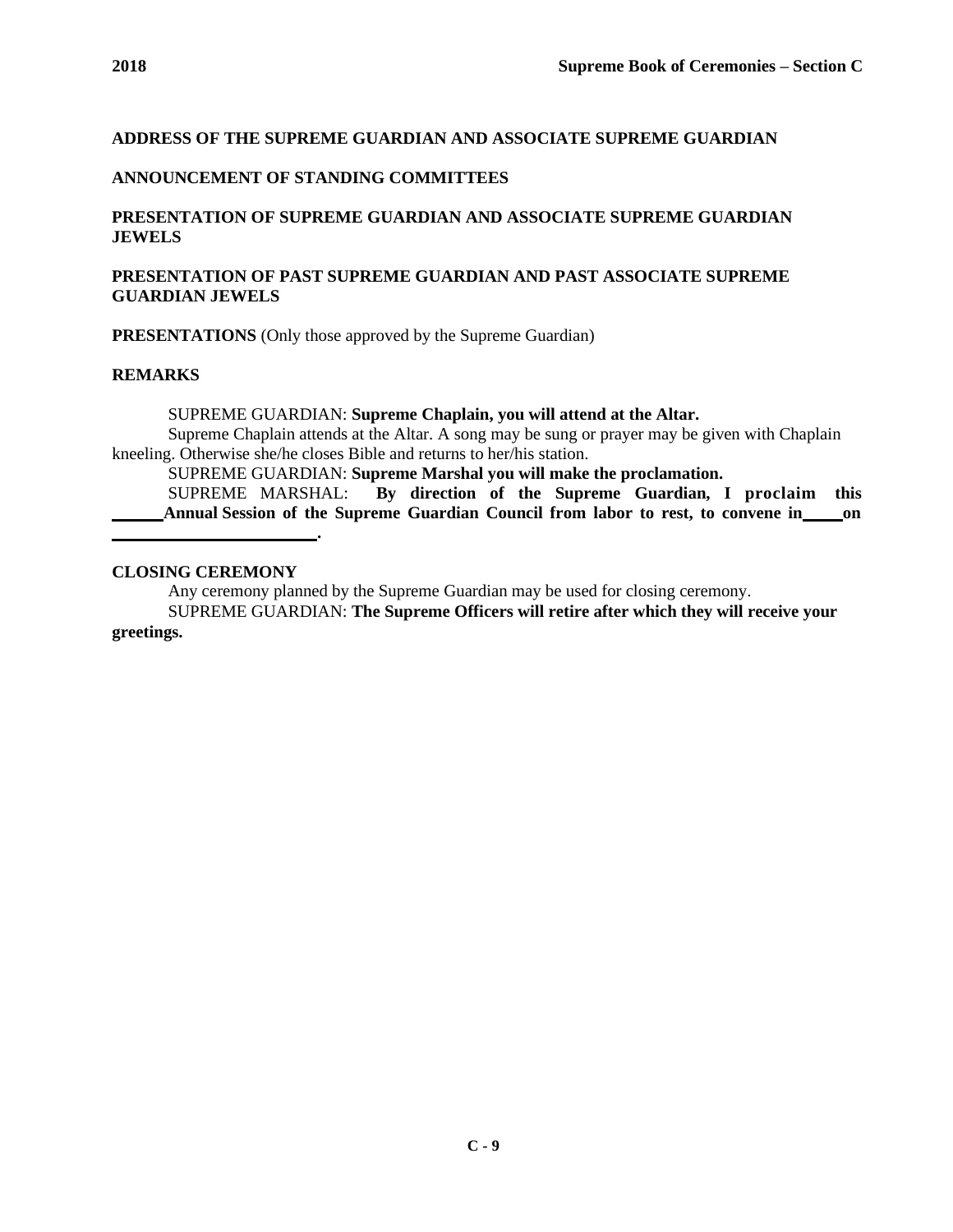**ADDRESS OF THE SUPREME GUARDIAN AND ASSOCIATE SUPREME GUARDIAN**

**ANNOUNCEMENT OF STANDING COMMITTEES**

**PRESENTATION OF SUPREME GUARDIAN AND ASSOCIATE SUPREME GUARDIAN JEWELS**

**PRESENTATION OF PAST SUPREME GUARDIAN AND PAST ASSOCIATE SUPREME GUARDIAN JEWELS**

**PRESENTATIONS** (Only those approved by the Supreme Guardian)

**REMARKS**

SUPREME GUARDIAN: **Supreme Chaplain, you will attend at the Altar.**

Supreme Chaplain attends at the Altar. A song may be sung or prayer may be given with Chaplain kneeling. Otherwise she/he closes Bible and returns to her/his station.

SUPREME GUARDIAN: **Supreme Marshal you will make the proclamation.**

SUPREME MARSHAL: **By direction of the Supreme Guardian, I proclaim this ______ Annual Session of the Supreme Guardian Council from labor to rest, to convene in ____ on ________________________.**

**CLOSING CEREMONY**

Any ceremony planned by the Supreme Guardian may be used for closing ceremony.

SUPREME GUARDIAN: **The Supreme Officers will retire after which they will receive your greetings.**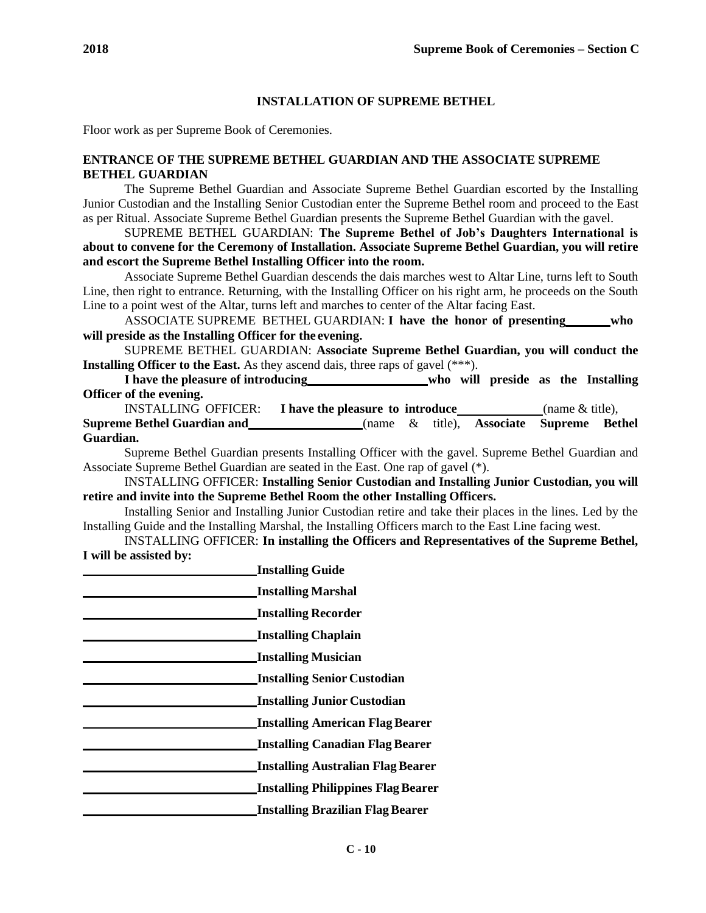## INSTALLATION OF SUPREME BETHEL

Floor work as per Supreme Book of Ceremonies.

### ENTRANCE OF THE SUPREME BETHEL GUARDIAN AND THE ASSOCIATE SUPREME BETHEL GUARDIAN

The Supreme Bethel Guardian and Associate Supreme Bethel Guardian escorted by the Installing Junior Custodian and the Installing Senior Custodian enter the Supreme Bethel room and proceed to the East as per Ritual. Associate Supreme Bethel Guardian presents the Supreme Bethel Guardian with the gavel.

SUPREME BETHEL GUARDIAN: **The Supreme Bethel of Job's Daughters International is about to convene for the Ceremony of Installation. Associate Supreme Bethel Guardian, you will retire and escort the Supreme Bethel Installing Officer into the room.**

Associate Supreme Bethel Guardian descends the dais marches west to Altar Line, turns left to South Line, then right to entrance. Returning, with the Installing Officer on his right arm, he proceeds on the South Line to a point west of the Altar, turns left and marches to center of the Altar facing East.

ASSOCIATE SUPREME BETHEL GUARDIAN: **I have the honor of presenting\_\_\_\_\_\_\_ who will preside as the Installing Officer for the evening.**

SUPREME BETHEL GUARDIAN: **Associate Supreme Bethel Guardian, you will conduct the Installing Officer to the East.** As they ascend dais, three raps of gavel (***).

**I have the pleasure of introducing\_\_\_\_\_\_\_\_\_\_\_\_\_\_\_\_\_\_\_ who will preside as the Installing Officer of the evening.**

INSTALLING OFFICER: **I have the pleasure to introduce\_\_\_\_\_\_\_\_\_\_\_\_\_** (name & title), **Supreme Bethel Guardian and\_\_\_\_\_\_\_\_\_\_\_\_\_\_\_\_\_** (name & title), **Associate Supreme Bethel Guardian.**

Supreme Bethel Guardian presents Installing Officer with the gavel. Supreme Bethel Guardian and Associate Supreme Bethel Guardian are seated in the East. One rap of gavel (*).

INSTALLING OFFICER: **Installing Senior Custodian and Installing Junior Custodian, you will retire and invite into the Supreme Bethel Room the other Installing Officers.**

Installing Senior and Installing Junior Custodian retire and take their places in the lines. Led by the Installing Guide and the Installing Marshal, the Installing Officers march to the East Line facing west.

INSTALLING OFFICER: **In installing the Officers and Representatives of the Supreme Bethel, I will be assisted by:**

\_\_\_\_\_\_\_\_\_\_\_\_\_\_\_\_\_\_\_\_\_\_\_\_\_\_\_\_**Installing Guide**

\_\_\_\_\_\_\_\_\_\_\_\_\_\_\_\_\_\_\_\_\_\_\_\_\_\_\_\_**Installing Marshal**

\_\_\_\_\_\_\_\_\_\_\_\_\_\_\_\_\_\_\_\_\_\_\_\_\_\_\_\_**Installing Recorder**

\_\_\_\_\_\_\_\_\_\_\_\_\_\_\_\_\_\_\_\_\_\_\_\_\_\_\_\_**Installing Chaplain**

\_\_\_\_\_\_\_\_\_\_\_\_\_\_\_\_\_\_\_\_\_\_\_\_\_\_\_\_**Installing Musician**

\_\_\_\_\_\_\_\_\_\_\_\_\_\_\_\_\_\_\_\_\_\_\_\_\_\_\_\_**Installing Senior Custodian**

\_\_\_\_\_\_\_\_\_\_\_\_\_\_\_\_\_\_\_\_\_\_\_\_\_\_\_\_**Installing Junior Custodian**

\_\_\_\_\_\_\_\_\_\_\_\_\_\_\_\_\_\_\_\_\_\_\_\_\_\_\_\_**Installing American Flag Bearer**

\_\_\_\_\_\_\_\_\_\_\_\_\_\_\_\_\_\_\_\_\_\_\_\_\_\_\_\_**Installing Canadian Flag Bearer**

\_\_\_\_\_\_\_\_\_\_\_\_\_\_\_\_\_\_\_\_\_\_\_\_\_\_\_\_**Installing Australian Flag Bearer**

\_\_\_\_\_\_\_\_\_\_\_\_\_\_\_\_\_\_\_\_\_\_\_\_\_\_\_\_**Installing Philippines Flag Bearer**

\_\_\_\_\_\_\_\_\_\_\_\_\_\_\_\_\_\_\_\_\_\_\_\_\_\_\_\_**Installing Brazilian Flag Bearer**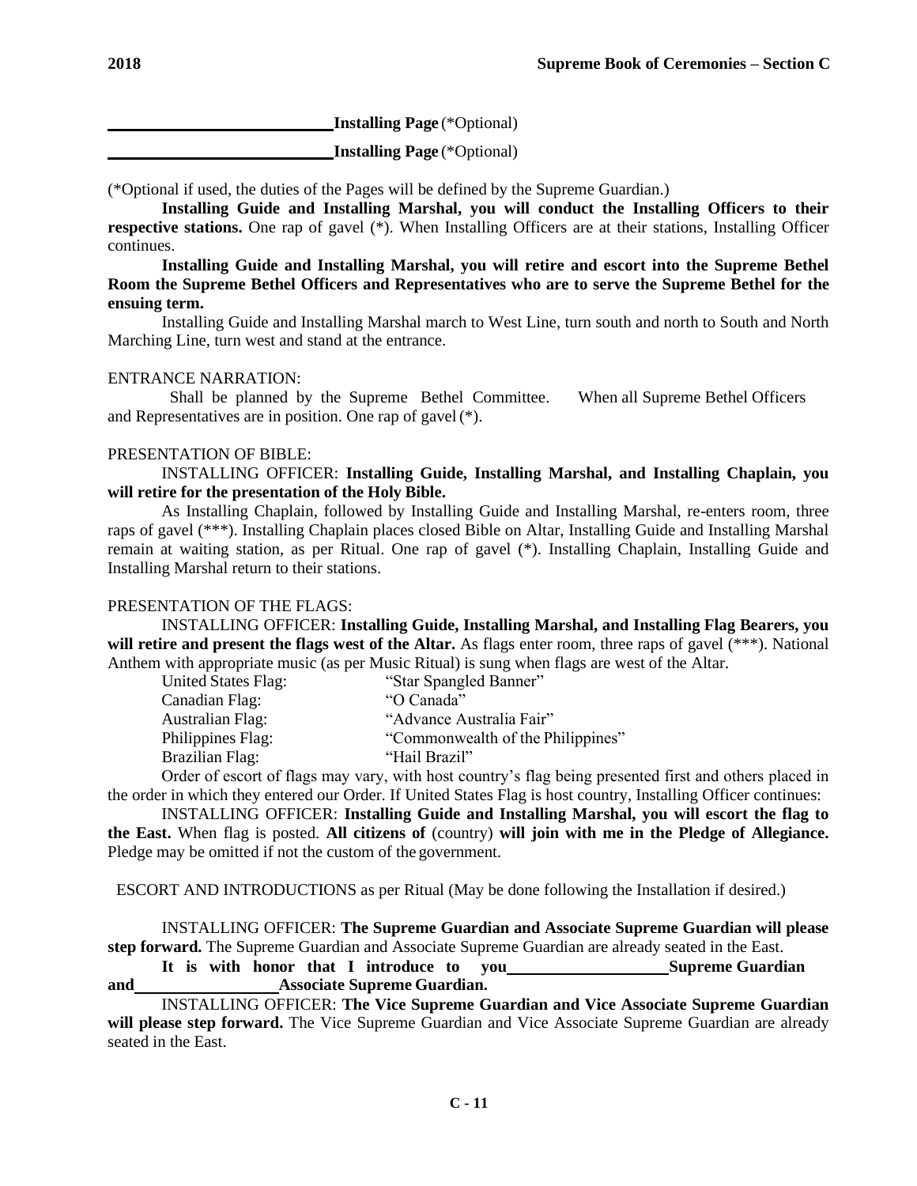\_\_\_\_\_\_\_\_\_\_\_\_\_\_\_\_\_\_\_\_\_\_\_\_\_\_\_ **Installing Page** (*Optional)

\_\_\_\_\_\_\_\_\_\_\_\_\_\_\_\_\_\_\_\_\_\_\_\_\_\_\_ **Installing Page** (*Optional)

(*Optional if used, the duties of the Pages will be defined by the Supreme Guardian.)

**Installing Guide and Installing Marshal, you will conduct the Installing Officers to their respective stations.** One rap of gavel (*). When Installing Officers are at their stations, Installing Officer continues.

**Installing Guide and Installing Marshal, you will retire and escort into the Supreme Bethel Room the Supreme Bethel Officers and Representatives who are to serve the Supreme Bethel for the ensuing term.**

Installing Guide and Installing Marshal march to West Line, turn south and north to South and North Marching Line, turn west and stand at the entrance.

ENTRANCE NARRATION:

Shall be planned by the Supreme Bethel Committee. When all Supreme Bethel Officers and Representatives are in position. One rap of gavel (*).

PRESENTATION OF BIBLE:

INSTALLING OFFICER: **Installing Guide, Installing Marshal, and Installing Chaplain, you will retire for the presentation of the Holy Bible.**

As Installing Chaplain, followed by Installing Guide and Installing Marshal, re-enters room, three raps of gavel (***). Installing Chaplain places closed Bible on Altar, Installing Guide and Installing Marshal remain at waiting station, as per Ritual. One rap of gavel (*). Installing Chaplain, Installing Guide and Installing Marshal return to their stations.

PRESENTATION OF THE FLAGS:

INSTALLING OFFICER: **Installing Guide, Installing Marshal, and Installing Flag Bearers, you will retire and present the flags west of the Altar.** As flags enter room, three raps of gavel (***). National Anthem with appropriate music (as per Music Ritual) is sung when flags are west of the Altar.

| | |
|---|---|
| United States Flag: | "Star Spangled Banner" |
| Canadian Flag: | "O Canada" |
| Australian Flag: | "Advance Australia Fair" |
| Philippines Flag: | "Commonwealth of the Philippines" |
| Brazilian Flag: | "Hail Brazil" |

Order of escort of flags may vary, with host country's flag being presented first and others placed in the order in which they entered our Order. If United States Flag is host country, Installing Officer continues:

INSTALLING OFFICER: **Installing Guide and Installing Marshal, you will escort the flag to the East.** When flag is posted. **All citizens of** (country) **will join with me in the Pledge of Allegiance.** Pledge may be omitted if not the custom of the government.

ESCORT AND INTRODUCTIONS as per Ritual (May be done following the Installation if desired.)

INSTALLING OFFICER: **The Supreme Guardian and Associate Supreme Guardian will please step forward.** The Supreme Guardian and Associate Supreme Guardian are already seated in the East.

**It is with honor that I introduce to you\_\_\_\_\_\_\_\_\_\_\_\_\_\_\_\_\_\_\_ Supreme Guardian and\_\_\_\_\_\_\_\_\_\_\_\_\_\_\_\_\_ Associate Supreme Guardian.**

INSTALLING OFFICER: **The Vice Supreme Guardian and Vice Associate Supreme Guardian will please step forward.** The Vice Supreme Guardian and Vice Associate Supreme Guardian are already seated in the East.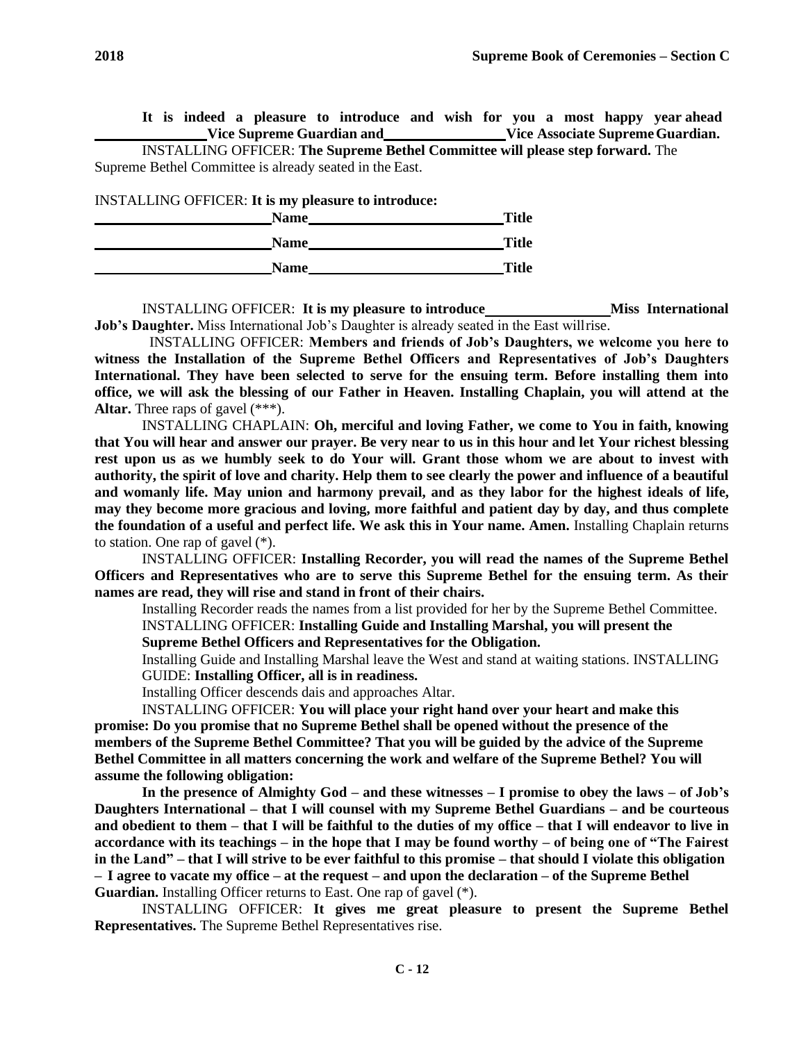**It is indeed a pleasure to introduce and wish for you a most happy year ahead \_\_\_\_\_\_\_\_\_\_\_\_\_\_\_\_ Vice Supreme Guardian and \_\_\_\_\_\_\_\_\_\_\_\_\_\_\_\_ Vice Associate Supreme Guardian.**

INSTALLING OFFICER: **The Supreme Bethel Committee will please step forward.** The Supreme Bethel Committee is already seated in the East.

INSTALLING OFFICER: **It is my pleasure to introduce:**

**\_\_\_\_\_\_\_\_\_\_\_\_\_\_\_\_\_\_\_\_\_\_\_\_ Name \_\_\_\_\_\_\_\_\_\_\_\_\_\_\_\_\_\_\_\_\_\_\_\_\_\_\_ Title**

**\_\_\_\_\_\_\_\_\_\_\_\_\_\_\_\_\_\_\_\_\_\_\_\_ Name \_\_\_\_\_\_\_\_\_\_\_\_\_\_\_\_\_\_\_\_\_\_\_\_\_\_\_ Title**

**\_\_\_\_\_\_\_\_\_\_\_\_\_\_\_\_\_\_\_\_\_\_\_\_ Name \_\_\_\_\_\_\_\_\_\_\_\_\_\_\_\_\_\_\_\_\_\_\_\_\_\_\_ Title**

INSTALLING OFFICER: **It is my pleasure to introduce \_\_\_\_\_\_\_\_\_\_\_\_\_\_\_\_\_ Miss International Job's Daughter.** Miss International Job's Daughter is already seated in the East will rise.

INSTALLING OFFICER: **Members and friends of Job's Daughters, we welcome you here to witness the Installation of the Supreme Bethel Officers and Representatives of Job's Daughters International. They have been selected to serve for the ensuing term. Before installing them into office, we will ask the blessing of our Father in Heaven. Installing Chaplain, you will attend at the Altar.** Three raps of gavel (***).

INSTALLING CHAPLAIN: **Oh, merciful and loving Father, we come to You in faith, knowing that You will hear and answer our prayer. Be very near to us in this hour and let Your richest blessing rest upon us as we humbly seek to do Your will. Grant those whom we are about to invest with authority, the spirit of love and charity. Help them to see clearly the power and influence of a beautiful and womanly life. May union and harmony prevail, and as they labor for the highest ideals of life, may they become more gracious and loving, more faithful and patient day by day, and thus complete the foundation of a useful and perfect life. We ask this in Your name. Amen.** Installing Chaplain returns to station. One rap of gavel (*).

INSTALLING OFFICER: **Installing Recorder, you will read the names of the Supreme Bethel Officers and Representatives who are to serve this Supreme Bethel for the ensuing term. As their names are read, they will rise and stand in front of their chairs.**

Installing Recorder reads the names from a list provided for her by the Supreme Bethel Committee.

INSTALLING OFFICER: **Installing Guide and Installing Marshal, you will present the Supreme Bethel Officers and Representatives for the Obligation.**

Installing Guide and Installing Marshal leave the West and stand at waiting stations. INSTALLING GUIDE: **Installing Officer, all is in readiness.**

Installing Officer descends dais and approaches Altar.

INSTALLING OFFICER: **You will place your right hand over your heart and make this promise: Do you promise that no Supreme Bethel shall be opened without the presence of the members of the Supreme Bethel Committee? That you will be guided by the advice of the Supreme Bethel Committee in all matters concerning the work and welfare of the Supreme Bethel? You will assume the following obligation:**

**In the presence of Almighty God – and these witnesses – I promise to obey the laws – of Job's Daughters International – that I will counsel with my Supreme Bethel Guardians – and be courteous and obedient to them – that I will be faithful to the duties of my office – that I will endeavor to live in accordance with its teachings – in the hope that I may be found worthy – of being one of "The Fairest in the Land" – that I will strive to be ever faithful to this promise – that should I violate this obligation – I agree to vacate my office – at the request – and upon the declaration – of the Supreme Bethel Guardian.** Installing Officer returns to East. One rap of gavel (*).

INSTALLING OFFICER: **It gives me great pleasure to present the Supreme Bethel Representatives.** The Supreme Bethel Representatives rise.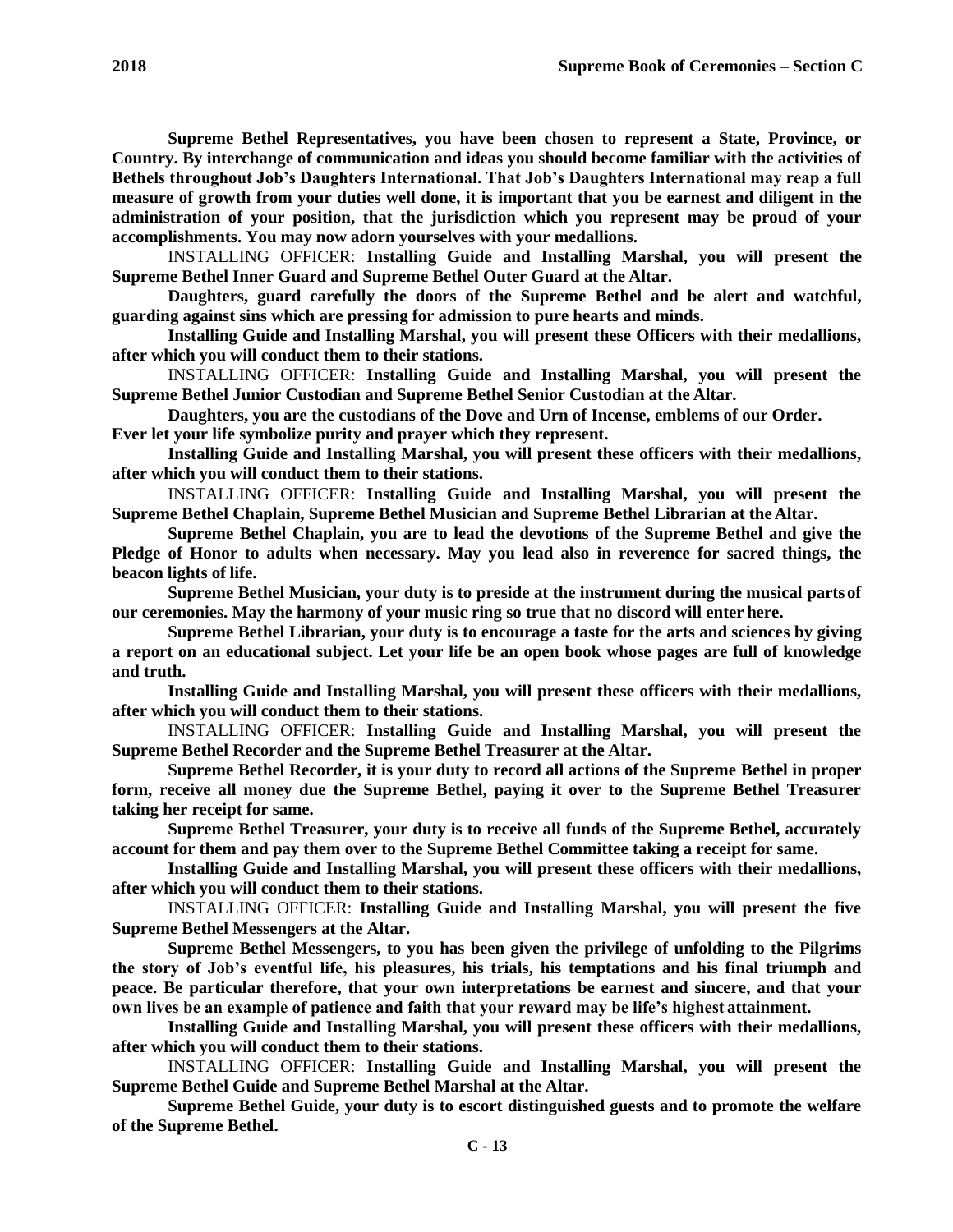**Supreme Bethel Representatives, you have been chosen to represent a State, Province, or Country. By interchange of communication and ideas you should become familiar with the activities of Bethels throughout Job's Daughters International. That Job's Daughters International may reap a full measure of growth from your duties well done, it is important that you be earnest and diligent in the administration of your position, that the jurisdiction which you represent may be proud of your accomplishments. You may now adorn yourselves with your medallions.**

INSTALLING OFFICER: **Installing Guide and Installing Marshal, you will present the Supreme Bethel Inner Guard and Supreme Bethel Outer Guard at the Altar.**

**Daughters, guard carefully the doors of the Supreme Bethel and be alert and watchful, guarding against sins which are pressing for admission to pure hearts and minds.**

**Installing Guide and Installing Marshal, you will present these Officers with their medallions, after which you will conduct them to their stations.**

INSTALLING OFFICER: **Installing Guide and Installing Marshal, you will present the Supreme Bethel Junior Custodian and Supreme Bethel Senior Custodian at the Altar.**

**Daughters, you are the custodians of the Dove and Urn of Incense, emblems of our Order. Ever let your life symbolize purity and prayer which they represent.**

**Installing Guide and Installing Marshal, you will present these officers with their medallions, after which you will conduct them to their stations.**

INSTALLING OFFICER: **Installing Guide and Installing Marshal, you will present the Supreme Bethel Chaplain, Supreme Bethel Musician and Supreme Bethel Librarian at the Altar.**

**Supreme Bethel Chaplain, you are to lead the devotions of the Supreme Bethel and give the Pledge of Honor to adults when necessary. May you lead also in reverence for sacred things, the beacon lights of life.**

**Supreme Bethel Musician, your duty is to preside at the instrument during the musical parts of our ceremonies. May the harmony of your music ring so true that no discord will enter here.**

**Supreme Bethel Librarian, your duty is to encourage a taste for the arts and sciences by giving a report on an educational subject. Let your life be an open book whose pages are full of knowledge and truth.**

**Installing Guide and Installing Marshal, you will present these officers with their medallions, after which you will conduct them to their stations.**

INSTALLING OFFICER: **Installing Guide and Installing Marshal, you will present the Supreme Bethel Recorder and the Supreme Bethel Treasurer at the Altar.**

**Supreme Bethel Recorder, it is your duty to record all actions of the Supreme Bethel in proper form, receive all money due the Supreme Bethel, paying it over to the Supreme Bethel Treasurer taking her receipt for same.**

**Supreme Bethel Treasurer, your duty is to receive all funds of the Supreme Bethel, accurately account for them and pay them over to the Supreme Bethel Committee taking a receipt for same.**

**Installing Guide and Installing Marshal, you will present these officers with their medallions, after which you will conduct them to their stations.**

INSTALLING OFFICER: **Installing Guide and Installing Marshal, you will present the five Supreme Bethel Messengers at the Altar.**

**Supreme Bethel Messengers, to you has been given the privilege of unfolding to the Pilgrims the story of Job's eventful life, his pleasures, his trials, his temptations and his final triumph and peace. Be particular therefore, that your own interpretations be earnest and sincere, and that your own lives be an example of patience and faith that your reward may be life's highest attainment.**

**Installing Guide and Installing Marshal, you will present these officers with their medallions, after which you will conduct them to their stations.**

INSTALLING OFFICER: **Installing Guide and Installing Marshal, you will present the Supreme Bethel Guide and Supreme Bethel Marshal at the Altar.**

**Supreme Bethel Guide, your duty is to escort distinguished guests and to promote the welfare of the Supreme Bethel.**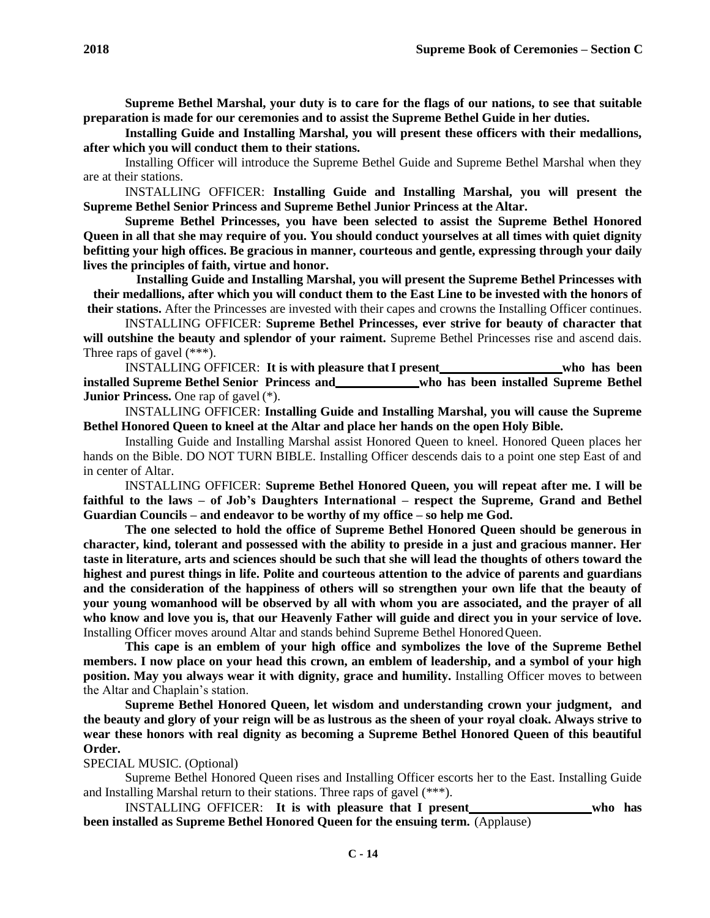**Supreme Bethel Marshal, your duty is to care for the flags of our nations, to see that suitable preparation is made for our ceremonies and to assist the Supreme Bethel Guide in her duties.**

**Installing Guide and Installing Marshal, you will present these officers with their medallions, after which you will conduct them to their stations.**

Installing Officer will introduce the Supreme Bethel Guide and Supreme Bethel Marshal when they are at their stations.

INSTALLING OFFICER: **Installing Guide and Installing Marshal, you will present the Supreme Bethel Senior Princess and Supreme Bethel Junior Princess at the Altar.**

**Supreme Bethel Princesses, you have been selected to assist the Supreme Bethel Honored Queen in all that she may require of you. You should conduct yourselves at all times with quiet dignity befitting your high offices. Be gracious in manner, courteous and gentle, expressing through your daily lives the principles of faith, virtue and honor.**

**Installing Guide and Installing Marshal, you will present the Supreme Bethel Princesses with their medallions, after which you will conduct them to the East Line to be invested with the honors of their stations.** After the Princesses are invested with their capes and crowns the Installing Officer continues.

INSTALLING OFFICER: **Supreme Bethel Princesses, ever strive for beauty of character that will outshine the beauty and splendor of your raiment.** Supreme Bethel Princesses rise and ascend dais. Three raps of gavel (***).

INSTALLING OFFICER: **It is with pleasure that I present ___________________ who has been installed Supreme Bethel Senior Princess and _____________ who has been installed Supreme Bethel Junior Princess.** One rap of gavel (*).

INSTALLING OFFICER: **Installing Guide and Installing Marshal, you will cause the Supreme Bethel Honored Queen to kneel at the Altar and place her hands on the open Holy Bible.**

Installing Guide and Installing Marshal assist Honored Queen to kneel. Honored Queen places her hands on the Bible. DO NOT TURN BIBLE. Installing Officer descends dais to a point one step East of and in center of Altar.

INSTALLING OFFICER: **Supreme Bethel Honored Queen, you will repeat after me. I will be faithful to the laws – of Job's Daughters International – respect the Supreme, Grand and Bethel Guardian Councils – and endeavor to be worthy of my office – so help me God.**

**The one selected to hold the office of Supreme Bethel Honored Queen should be generous in character, kind, tolerant and possessed with the ability to preside in a just and gracious manner. Her taste in literature, arts and sciences should be such that she will lead the thoughts of others toward the highest and purest things in life. Polite and courteous attention to the advice of parents and guardians and the consideration of the happiness of others will so strengthen your own life that the beauty of your young womanhood will be observed by all with whom you are associated, and the prayer of all who know and love you is, that our Heavenly Father will guide and direct you in your service of love.** Installing Officer moves around Altar and stands behind Supreme Bethel Honored Queen.

**This cape is an emblem of your high office and symbolizes the love of the Supreme Bethel members. I now place on your head this crown, an emblem of leadership, and a symbol of your high position. May you always wear it with dignity, grace and humility.** Installing Officer moves to between the Altar and Chaplain's station.

**Supreme Bethel Honored Queen, let wisdom and understanding crown your judgment, and the beauty and glory of your reign will be as lustrous as the sheen of your royal cloak. Always strive to wear these honors with real dignity as becoming a Supreme Bethel Honored Queen of this beautiful Order.**

SPECIAL MUSIC. (Optional)

Supreme Bethel Honored Queen rises and Installing Officer escorts her to the East. Installing Guide and Installing Marshal return to their stations. Three raps of gavel (***).

INSTALLING OFFICER: **It is with pleasure that I present ___________________ who has been installed as Supreme Bethel Honored Queen for the ensuing term.** (Applause)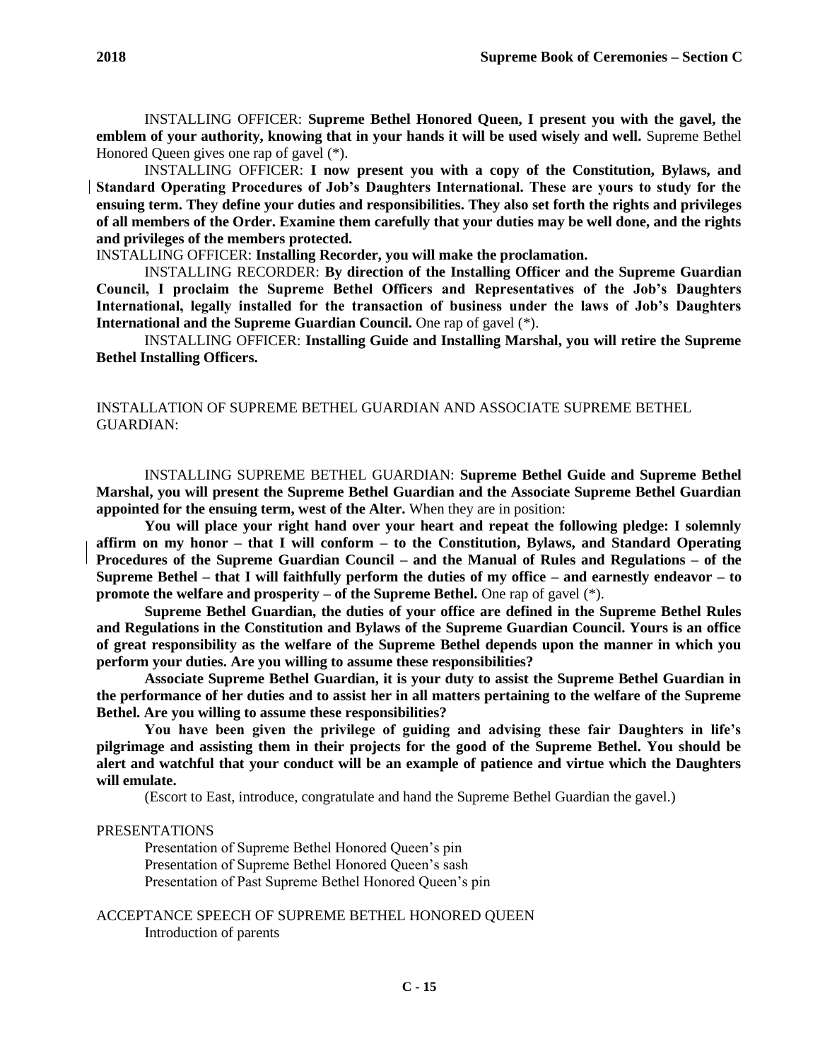INSTALLING OFFICER: **Supreme Bethel Honored Queen, I present you with the gavel, the emblem of your authority, knowing that in your hands it will be used wisely and well.** Supreme Bethel Honored Queen gives one rap of gavel (*).

INSTALLING OFFICER: **I now present you with a copy of the Constitution, Bylaws, and Standard Operating Procedures of Job's Daughters International. These are yours to study for the ensuing term. They define your duties and responsibilities. They also set forth the rights and privileges of all members of the Order. Examine them carefully that your duties may be well done, and the rights and privileges of the members protected.**

INSTALLING OFFICER: **Installing Recorder, you will make the proclamation.**

INSTALLING RECORDER: **By direction of the Installing Officer and the Supreme Guardian Council, I proclaim the Supreme Bethel Officers and Representatives of the Job's Daughters International, legally installed for the transaction of business under the laws of Job's Daughters International and the Supreme Guardian Council.** One rap of gavel (*).

INSTALLING OFFICER: **Installing Guide and Installing Marshal, you will retire the Supreme Bethel Installing Officers.**

INSTALLATION OF SUPREME BETHEL GUARDIAN AND ASSOCIATE SUPREME BETHEL GUARDIAN:

INSTALLING SUPREME BETHEL GUARDIAN: **Supreme Bethel Guide and Supreme Bethel Marshal, you will present the Supreme Bethel Guardian and the Associate Supreme Bethel Guardian appointed for the ensuing term, west of the Alter.** When they are in position:

**You will place your right hand over your heart and repeat the following pledge: I solemnly affirm on my honor – that I will conform – to the Constitution, Bylaws, and Standard Operating Procedures of the Supreme Guardian Council – and the Manual of Rules and Regulations – of the Supreme Bethel – that I will faithfully perform the duties of my office – and earnestly endeavor – to promote the welfare and prosperity – of the Supreme Bethel.** One rap of gavel (*).

**Supreme Bethel Guardian, the duties of your office are defined in the Supreme Bethel Rules and Regulations in the Constitution and Bylaws of the Supreme Guardian Council. Yours is an office of great responsibility as the welfare of the Supreme Bethel depends upon the manner in which you perform your duties. Are you willing to assume these responsibilities?**

**Associate Supreme Bethel Guardian, it is your duty to assist the Supreme Bethel Guardian in the performance of her duties and to assist her in all matters pertaining to the welfare of the Supreme Bethel. Are you willing to assume these responsibilities?**

**You have been given the privilege of guiding and advising these fair Daughters in life's pilgrimage and assisting them in their projects for the good of the Supreme Bethel. You should be alert and watchful that your conduct will be an example of patience and virtue which the Daughters will emulate.**

(Escort to East, introduce, congratulate and hand the Supreme Bethel Guardian the gavel.)

PRESENTATIONS

Presentation of Supreme Bethel Honored Queen's pin
Presentation of Supreme Bethel Honored Queen's sash
Presentation of Past Supreme Bethel Honored Queen's pin

ACCEPTANCE SPEECH OF SUPREME BETHEL HONORED QUEEN

Introduction of parents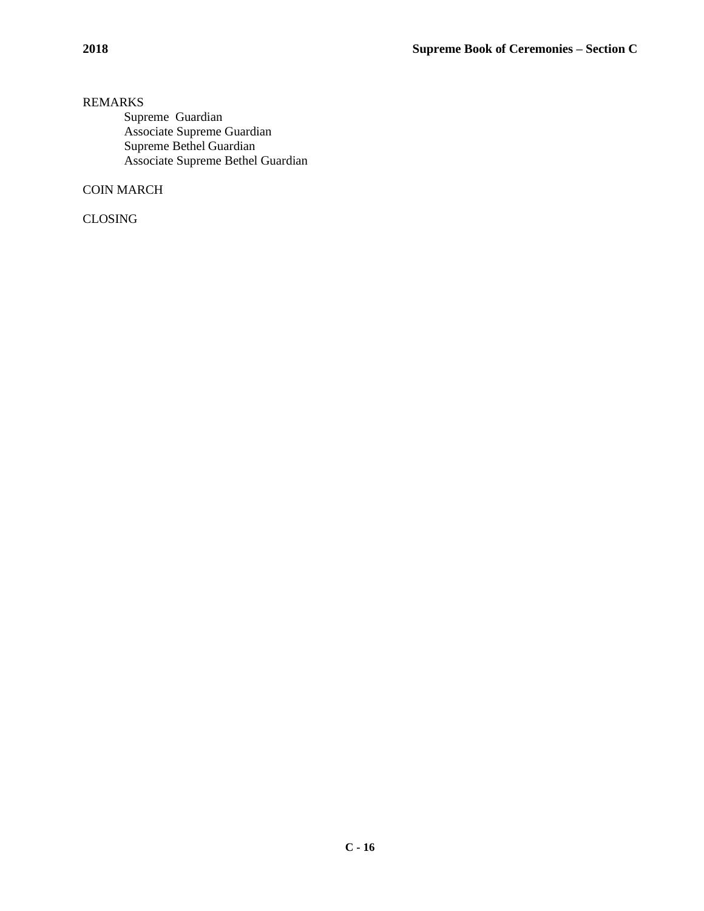REMARKS

Supreme Guardian
Associate Supreme Guardian
Supreme Bethel Guardian
Associate Supreme Bethel Guardian

COIN MARCH

CLOSING